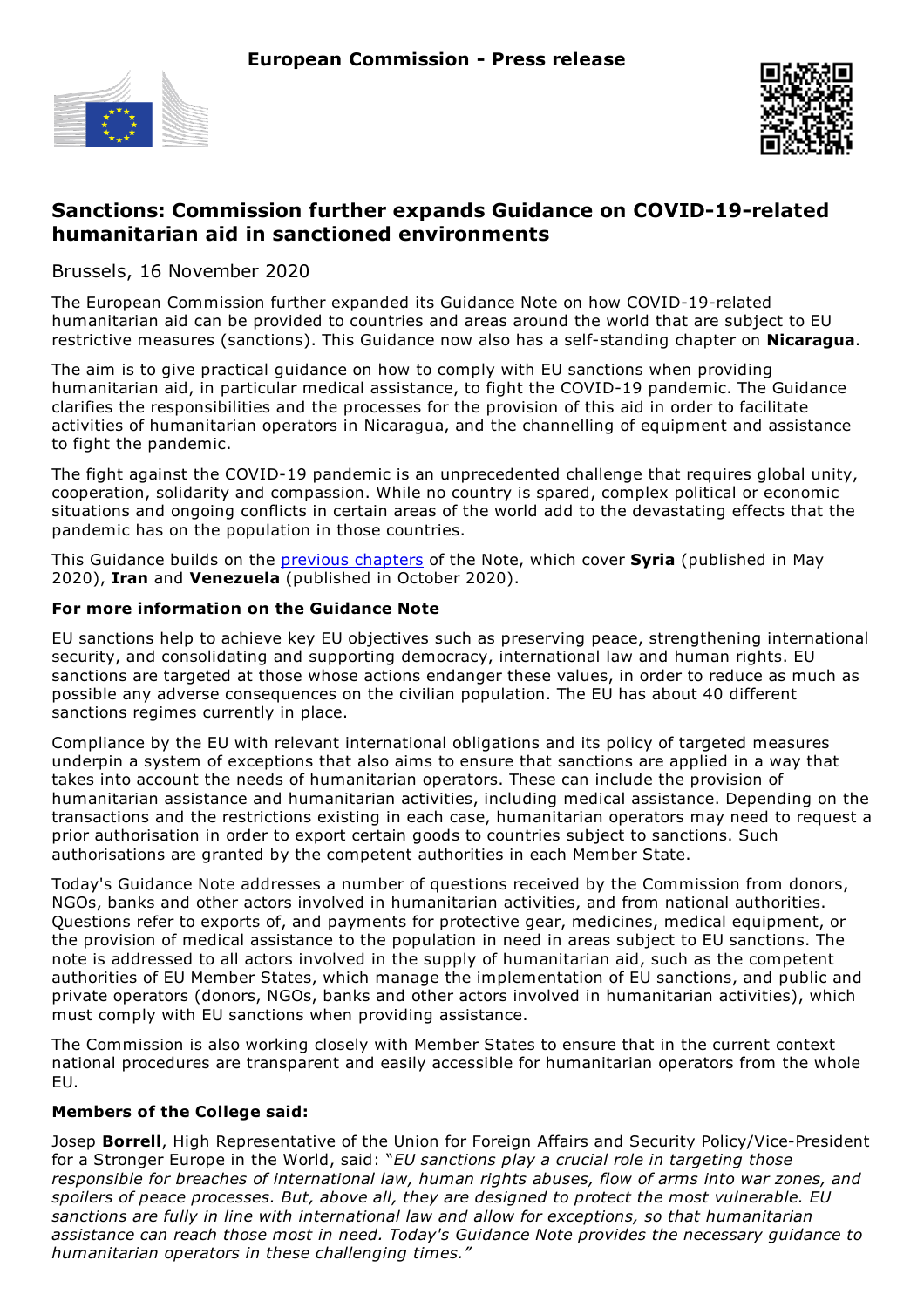**European Commission - Press release**

# Sanctions: Commission further expands Guidance on COVID-19-related humanitarian aid in sanctioned environments

Brussels, 16 November 2020

The European Commission further expanded its Guidance Note on how COVID-19-related humanitarian aid can be provided to countries and areas around the world that are subject to EU restrictive measures (sanctions). This Guidance now also has a self-standing chapter on **Nicaragua**.

The aim is to give practical guidance on how to comply with EU sanctions when providing humanitarian aid, in particular medical assistance, to fight the COVID-19 pandemic. The Guidance clarifies the responsibilities and the processes for the provision of this aid in order to facilitate activities of humanitarian operators in Nicaragua, and the channelling of equipment and assistance to fight the pandemic.

The fight against the COVID-19 pandemic is an unprecedented challenge that requires global unity, cooperation, solidarity and compassion. While no country is spared, complex political or economic situations and ongoing conflicts in certain areas of the world add to the devastating effects that the pandemic has on the population in those countries.

This Guidance builds on the previous chapters of the Note, which cover **Syria** (published in May 2020), **Iran** and **Venezuela** (published in October 2020).

### For more information on the Guidance Note

EU sanctions help to achieve key EU objectives such as preserving peace, strengthening international security, and consolidating and supporting democracy, international law and human rights. EU sanctions are targeted at those whose actions endanger these values, in order to reduce as much as possible any adverse consequences on the civilian population. The EU has about 40 different sanctions regimes currently in place.

Compliance by the EU with relevant international obligations and its policy of targeted measures underpin a system of exceptions that also aims to ensure that sanctions are applied in a way that takes into account the needs of humanitarian operators. These can include the provision of humanitarian assistance and humanitarian activities, including medical assistance. Depending on the transactions and the restrictions existing in each case, humanitarian operators may need to request a prior authorisation in order to export certain goods to countries subject to sanctions. Such authorisations are granted by the competent authorities in each Member State.

Today's Guidance Note addresses a number of questions received by the Commission from donors, NGOs, banks and other actors involved in humanitarian activities, and from national authorities. Questions refer to exports of, and payments for protective gear, medicines, medical equipment, or the provision of medical assistance to the population in need in areas subject to EU sanctions. The note is addressed to all actors involved in the supply of humanitarian aid, such as the competent authorities of EU Member States, which manage the implementation of EU sanctions, and public and private operators (donors, NGOs, banks and other actors involved in humanitarian activities), which must comply with EU sanctions when providing assistance.

The Commission is also working closely with Member States to ensure that in the current context national procedures are transparent and easily accessible for humanitarian operators from the whole EU.

### Members of the College said:

Josep **Borrell**, High Representative of the Union for Foreign Affairs and Security Policy/Vice-President for a Stronger Europe in the World, said: "*EU sanctions play a crucial role in targeting those responsible for breaches of international law, human rights abuses, flow of arms into war zones, and spoilers of peace processes. But, above all, they are designed to protect the most vulnerable. EU sanctions are fully in line with international law and allow for exceptions, so that humanitarian assistance can reach those most in need. Today's Guidance Note provides the necessary guidance to humanitarian operators in these challenging times.*"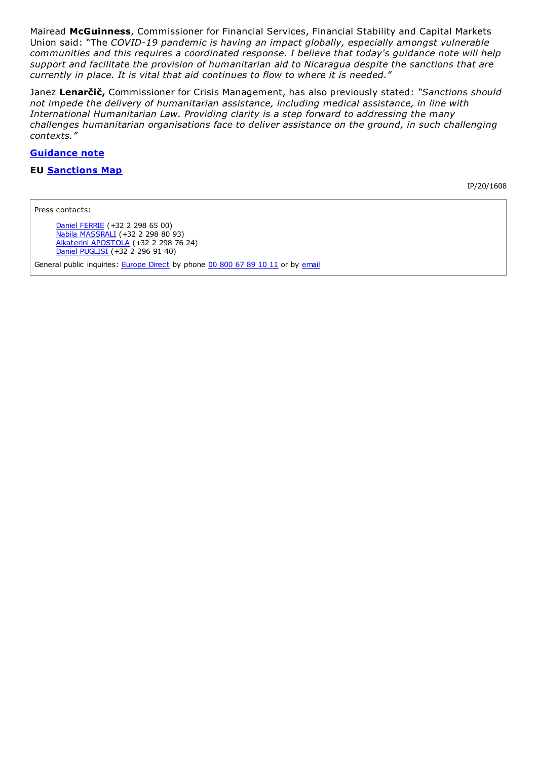Mairead **McGuinness**, Commissioner for Financial Services, Financial Stability and Capital Markets Union said: "The *COVID-19 pandemic is having an impact globally, especially amongst vulnerable communities and this requires a coordinated response. I believe that today's guidance note will help support and facilitate the provision of humanitarian aid to Nicaragua despite the sanctions that are currently in place. It is vital that aid continues to flow to where it is needed."*

Janez **Lenarčič,** Commissioner for Crisis Management, has also previously stated: *"Sanctions should not impede the delivery of humanitarian assistance, including medical assistance, in line with International Humanitarian Law. Providing clarity is a step forward to addressing the many challenges humanitarian organisations face to deliver assistance on the ground, in such challenging contexts."*

**Guidance note**

**EU Sanctions Map**

IP/20/1608

Press contacts:

Daniel FERRIE (+32 2 298 65 00)
Nabila MASSRALI (+32 2 298 80 93)
Aikaterini APOSTOLA (+32 2 298 76 24)
Daniel PUGLISI (+32 2 296 91 40)

General public inquiries: Europe Direct by phone 00 800 67 89 10 11 or by email